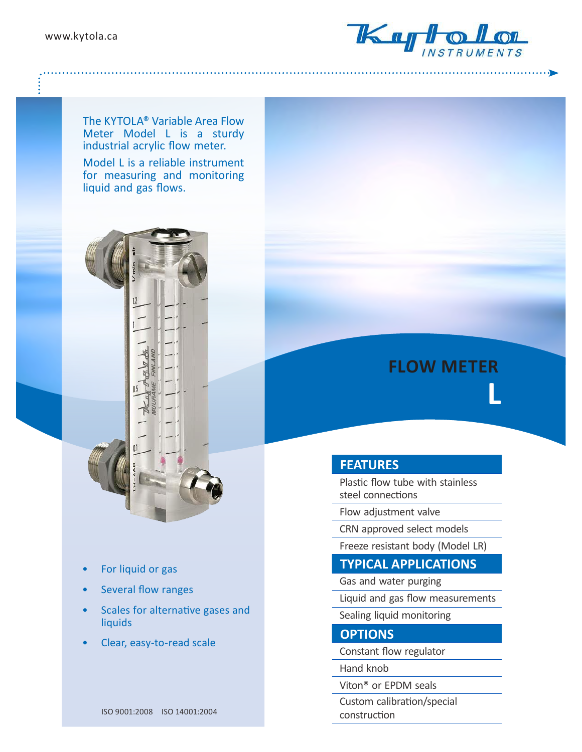www.kytola.ca

Kytola INSTRUMENTS

The KYTOLA® Variable Area Flow Meter Model L is a sturdy industrial acrylic flow meter.

Model L is a reliable instrument for measuring and monitoring liquid and gas flows.

# FLOW METER L

- For liquid or gas
- Several flow ranges
- Scales for alternative gases and liquids
- Clear, easy-to-read scale

## FEATURES

- Plastic flow tube with stainless steel connections
- Flow adjustment valve
- CRN approved select models
- Freeze resistant body (Model LR)

## TYPICAL APPLICATIONS

- Gas and water purging
- Liquid and gas flow measurements
- Sealing liquid monitoring

## OPTIONS

- Constant flow regulator
- Hand knob
- Viton® or EPDM seals
- Custom calibration/special construction

ISO 9001:2008 ISO 14001:2004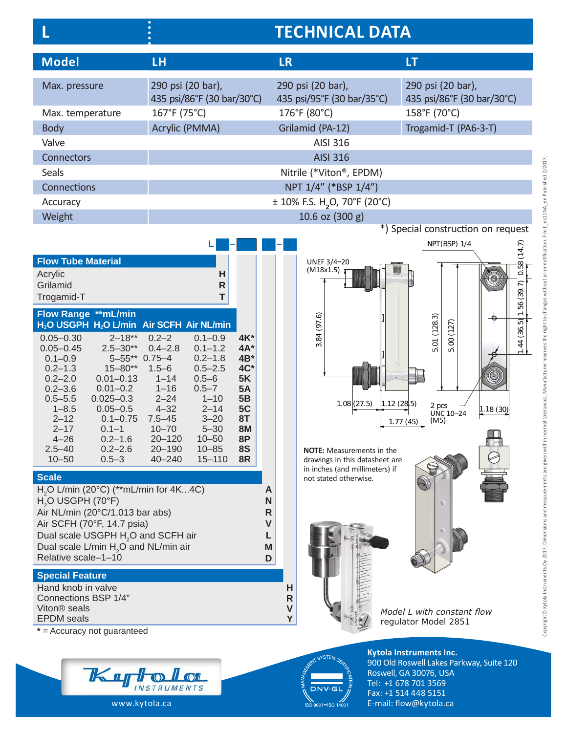# L — TECHNICAL DATA

| Model | LH | LR | LT |
|---|---|---|---|
| Max. pressure | 290 psi (20 bar), 435 psi/86°F (30 bar/30°C) | 290 psi (20 bar), 435 psi/95°F (30 bar/35°C) | 290 psi (20 bar), 435 psi/86°F (30 bar/30°C) |
| Max. temperature | 167°F (75°C) | 176°F (80°C) | 158°F (70°C) |
| Body | Acrylic (PMMA) | Grilamid (PA-12) | Trogamid-T (PA6-3-T) |
| Valve | AISI 316 | | |
| Connectors | AISI 316 | | |
| Seals | Nitrile (*Viton®, EPDM) | | |
| Connections | NPT 1/4" (*BSP 1/4") | | |
| Accuracy | ± 10% F.S. $H_2O$, 70°F (20°C) | | |
| Weight | 10.6 oz (300 g) | | |

*) Special construction on request

L ▢ – ▢ ▢ – ▢

**Flow Tube Material**

| | |
|---|---|
| Acrylic | H |
| Grilamid | R |
| Trogamid-T | T |

**Flow Range \*\*mL/min**

| $H_2O$ USGPH | $H_2O$ L/min | Air SCFH | Air NL/min | |
|---|---|---|---|---|
| 0.05–0.30 | 2–18** | 0.2–2 | 0.1–0.9 | 4K* |
| 0.05–0.45 | 2.5–30** | 0.4–2.8 | 0.1–1.2 | 4A* |
| 0.1–0.9 | 5–55** | 0.75–4 | 0.2–1.8 | 4B* |
| 0.2–1.3 | 15–80** | 1.5–6 | 0.5–2.5 | 4C* |
| 0.2–2.0 | 0.01–0.13 | 1–14 | 0.5–6 | 5K |
| 0.2–3.6 | 0.01–0.2 | 1–16 | 0.5–7 | 5A |
| 0.5–5.5 | 0.025–0.3 | 2–24 | 1–10 | 5B |
| 1–8.5 | 0.05–0.5 | 4–32 | 2–14 | 5C |
| 2–12 | 0.1–0.75 | 7.5–45 | 3–20 | 8T |
| 2–17 | 0.1–1 | 10–70 | 5–30 | 8M |
| 4–26 | 0.2–1.6 | 20–120 | 10–50 | 8P |
| 2.5–40 | 0.2–2.6 | 20–190 | 10–85 | 8S |
| 10–50 | 0.5–3 | 40–240 | 15–110 | 8R |

**Scale**

| | |
|---|---|
| $H_2O$ L/min (20°C) (**mL/min for 4K...4C) | A |
| $H_2O$ USGPH (70°F) | N |
| Air NL/min (20°C/1.013 bar abs) | R |
| Air SCFH (70°F, 14.7 psia) | V |
| Dual scale USGPH $H_2O$ and SCFH air | L |
| Dual scale L/min $H_2O$ and NL/min air | M |
| Relative scale–1–10 | D |

**Special Feature**

| | |
|---|---|
| Hand knob in valve | H |
| Connections BSP 1/4" | R |
| Viton® seals | V |
| EPDM seals | Y |

**\*** = Accuracy not guaranteed

UNEF 3/4–20 (M18x1.5)
NPT(BSP) 1/4
3.84 (97.6)
5.01 (128.3)
5.00 (127)
0.58 (14.7)
1.56 (39.7)
1.44 (36.5)
1.08 (27.5)
1.12 (28.5)
1.77 (45)
2 pcs UNC 10–24 (M5)
1.18 (30)

**NOTE:** Measurements in the drawings in this datasheet are in inches (and millimeters) if not stated otherwise.

*Model L with constant flow* regulator Model 2851

www.kytola.ca

**Kytola Instruments Inc.**
900 Old Roswell Lakes Parkway, Suite 120
Roswell, GA 30076, USA
Tel: +1 678 701 3569
Fax: +1 514 448 5151
E-mail: flow@kytola.ca

Copyright© Kytola Instruments Oy 2017. Dimensions and measurements are given within normal tolerances. Manufacturer reserves the right to changes without prior notification. File L_es11NA_en Published 2/2017.